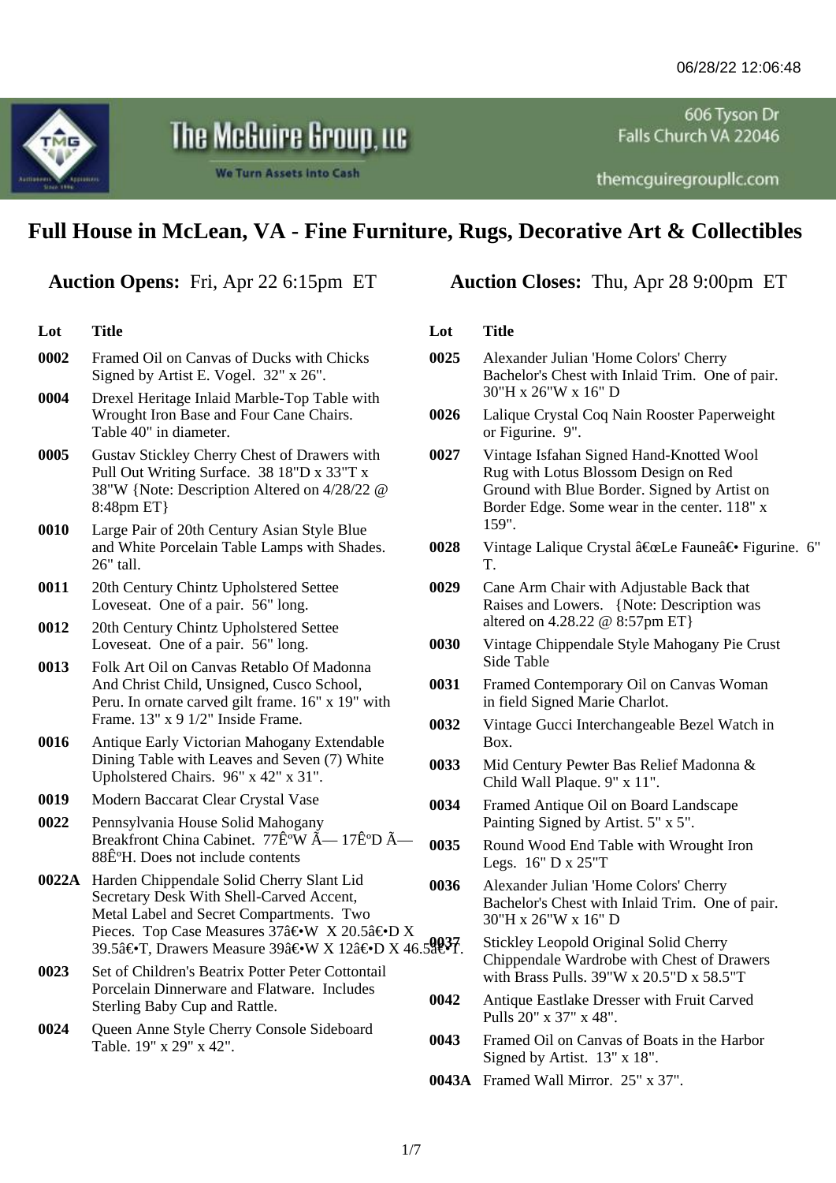06/28/22 12:06:48

The McGuire Group, LLC
We Turn Assets into Cash

606 Tyson Dr
Falls Church VA 22046

themcguiregroupllc.com

# Full House in McLean, VA - Fine Furniture, Rugs, Decorative Art & Collectibles

**Auction Opens:** Fri, Apr 22 6:15pm ET

**Auction Closes:** Thu, Apr 28 9:00pm ET

| Lot | Title |
|---|---|
| **0002** | Framed Oil on Canvas of Ducks with Chicks Signed by Artist E. Vogel. 32" x 26". |
| **0004** | Drexel Heritage Inlaid Marble-Top Table with Wrought Iron Base and Four Cane Chairs. Table 40" in diameter. |
| **0005** | Gustav Stickley Cherry Chest of Drawers with Pull Out Writing Surface. 38 18"D x 33"T x 38"W {Note: Description Altered on 4/28/22 @ 8:48pm ET} |
| **0010** | Large Pair of 20th Century Asian Style Blue and White Porcelain Table Lamps with Shades. 26" tall. |
| **0011** | 20th Century Chintz Upholstered Settee Loveseat. One of a pair. 56" long. |
| **0012** | 20th Century Chintz Upholstered Settee Loveseat. One of a pair. 56" long. |
| **0013** | Folk Art Oil on Canvas Retablo Of Madonna And Christ Child, Unsigned, Cusco School, Peru. In ornate carved gilt frame. 16" x 19" with Frame. 13" x 9 1/2" Inside Frame. |
| **0016** | Antique Early Victorian Mahogany Extendable Dining Table with Leaves and Seven (7) White Upholstered Chairs. 96" x 42" x 31". |
| **0019** | Modern Baccarat Clear Crystal Vase |
| **0022** | Pennsylvania House Solid Mahogany Breakfront China Cabinet. 77ÊºW Ã— 17ÊºD Ã— 88ÊºH. Does not include contents |
| **0022A** | Harden Chippendale Solid Cherry Slant Lid Secretary Desk With Shell-Carved Accent, Metal Label and Secret Compartments. Two Pieces. Top Case Measures 37â€•W X 20.5â€•D X 39.5â€•T, Drawers Measure 39â€•W X 12â€•D X 46.5â€•T. |
| **0023** | Set of Children's Beatrix Potter Peter Cottontail Porcelain Dinnerware and Flatware. Includes Sterling Baby Cup and Rattle. |
| **0024** | Queen Anne Style Cherry Console Sideboard Table. 19" x 29" x 42". |
| **0025** | Alexander Julian 'Home Colors' Cherry Bachelor's Chest with Inlaid Trim. One of pair. 30"H x 26"W x 16" D |
| **0026** | Lalique Crystal Coq Nain Rooster Paperweight or Figurine. 9". |
| **0027** | Vintage Isfahan Signed Hand-Knotted Wool Rug with Lotus Blossom Design on Red Ground with Blue Border. Signed by Artist on Border Edge. Some wear in the center. 118" x 159". |
| **0028** | Vintage Lalique Crystal â€œLe Fauneâ€• Figurine. 6" T. |
| **0029** | Cane Arm Chair with Adjustable Back that Raises and Lowers. {Note: Description was altered on 4.28.22 @ 8:57pm ET} |
| **0030** | Vintage Chippendale Style Mahogany Pie Crust Side Table |
| **0031** | Framed Contemporary Oil on Canvas Woman in field Signed Marie Charlot. |
| **0032** | Vintage Gucci Interchangeable Bezel Watch in Box. |
| **0033** | Mid Century Pewter Bas Relief Madonna & Child Wall Plaque. 9" x 11". |
| **0034** | Framed Antique Oil on Board Landscape Painting Signed by Artist. 5" x 5". |
| **0035** | Round Wood End Table with Wrought Iron Legs. 16" D x 25"T |
| **0036** | Alexander Julian 'Home Colors' Cherry Bachelor's Chest with Inlaid Trim. One of pair. 30"H x 26"W x 16" D |
| **0037** | Stickley Leopold Original Solid Cherry Chippendale Wardrobe with Chest of Drawers with Brass Pulls. 39"W x 20.5"D x 58.5"T |
| **0042** | Antique Eastlake Dresser with Fruit Carved Pulls 20" x 37" x 48". |
| **0043** | Framed Oil on Canvas of Boats in the Harbor Signed by Artist. 13" x 18". |
| **0043A** | Framed Wall Mirror. 25" x 37". |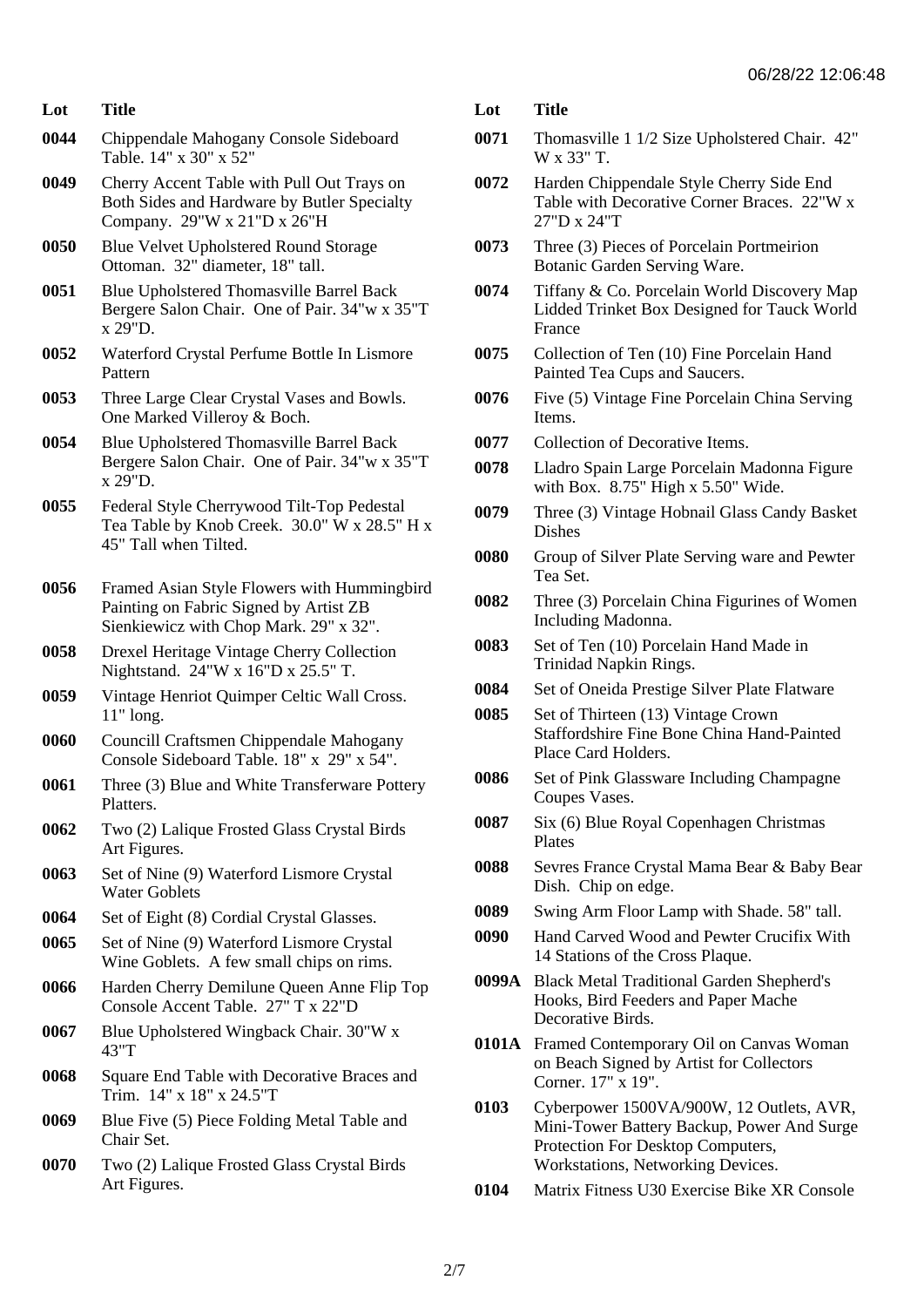| Lot | Title |
|---|---|
| 0044 | Chippendale Mahogany Console Sideboard Table. 14" x 30" x 52" |
| 0049 | Cherry Accent Table with Pull Out Trays on Both Sides and Hardware by Butler Specialty Company. 29"W x 21"D x 26"H |
| 0050 | Blue Velvet Upholstered Round Storage Ottoman. 32" diameter, 18" tall. |
| 0051 | Blue Upholstered Thomasville Barrel Back Bergere Salon Chair. One of Pair. 34"w x 35"T x 29"D. |
| 0052 | Waterford Crystal Perfume Bottle In Lismore Pattern |
| 0053 | Three Large Clear Crystal Vases and Bowls. One Marked Villeroy & Boch. |
| 0054 | Blue Upholstered Thomasville Barrel Back Bergere Salon Chair. One of Pair. 34"w x 35"T x 29"D. |
| 0055 | Federal Style Cherrywood Tilt-Top Pedestal Tea Table by Knob Creek. 30.0" W x 28.5" H x 45" Tall when Tilted. |
| 0056 | Framed Asian Style Flowers with Hummingbird Painting on Fabric Signed by Artist ZB Sienkiewicz with Chop Mark. 29" x 32". |
| 0058 | Drexel Heritage Vintage Cherry Collection Nightstand. 24"W x 16"D x 25.5" T. |
| 0059 | Vintage Henriot Quimper Celtic Wall Cross. 11" long. |
| 0060 | Councill Craftsmen Chippendale Mahogany Console Sideboard Table. 18" x 29" x 54". |
| 0061 | Three (3) Blue and White Transferware Pottery Platters. |
| 0062 | Two (2) Lalique Frosted Glass Crystal Birds Art Figures. |
| 0063 | Set of Nine (9) Waterford Lismore Crystal Water Goblets |
| 0064 | Set of Eight (8) Cordial Crystal Glasses. |
| 0065 | Set of Nine (9) Waterford Lismore Crystal Wine Goblets. A few small chips on rims. |
| 0066 | Harden Cherry Demilune Queen Anne Flip Top Console Accent Table. 27" T x 22"D |
| 0067 | Blue Upholstered Wingback Chair. 30"W x 43"T |
| 0068 | Square End Table with Decorative Braces and Trim. 14" x 18" x 24.5"T |
| 0069 | Blue Five (5) Piece Folding Metal Table and Chair Set. |
| 0070 | Two (2) Lalique Frosted Glass Crystal Birds Art Figures. |
| 0071 | Thomasville 1 1/2 Size Upholstered Chair. 42" W x 33" T. |
| 0072 | Harden Chippendale Style Cherry Side End Table with Decorative Corner Braces. 22"W x 27"D x 24"T |
| 0073 | Three (3) Pieces of Porcelain Portmeirion Botanic Garden Serving Ware. |
| 0074 | Tiffany & Co. Porcelain World Discovery Map Lidded Trinket Box Designed for Tauck World France |
| 0075 | Collection of Ten (10) Fine Porcelain Hand Painted Tea Cups and Saucers. |
| 0076 | Five (5) Vintage Fine Porcelain China Serving Items. |
| 0077 | Collection of Decorative Items. |
| 0078 | Lladro Spain Large Porcelain Madonna Figure with Box. 8.75" High x 5.50" Wide. |
| 0079 | Three (3) Vintage Hobnail Glass Candy Basket Dishes |
| 0080 | Group of Silver Plate Serving ware and Pewter Tea Set. |
| 0082 | Three (3) Porcelain China Figurines of Women Including Madonna. |
| 0083 | Set of Ten (10) Porcelain Hand Made in Trinidad Napkin Rings. |
| 0084 | Set of Oneida Prestige Silver Plate Flatware |
| 0085 | Set of Thirteen (13) Vintage Crown Staffordshire Fine Bone China Hand-Painted Place Card Holders. |
| 0086 | Set of Pink Glassware Including Champagne Coupes Vases. |
| 0087 | Six (6) Blue Royal Copenhagen Christmas Plates |
| 0088 | Sevres France Crystal Mama Bear & Baby Bear Dish. Chip on edge. |
| 0089 | Swing Arm Floor Lamp with Shade. 58" tall. |
| 0090 | Hand Carved Wood and Pewter Crucifix With 14 Stations of the Cross Plaque. |
| 0099A | Black Metal Traditional Garden Shepherd's Hooks, Bird Feeders and Paper Mache Decorative Birds. |
| 0101A | Framed Contemporary Oil on Canvas Woman on Beach Signed by Artist for Collectors Corner. 17" x 19". |
| 0103 | Cyberpower 1500VA/900W, 12 Outlets, AVR, Mini-Tower Battery Backup, Power And Surge Protection For Desktop Computers, Workstations, Networking Devices. |
| 0104 | Matrix Fitness U30 Exercise Bike XR Console |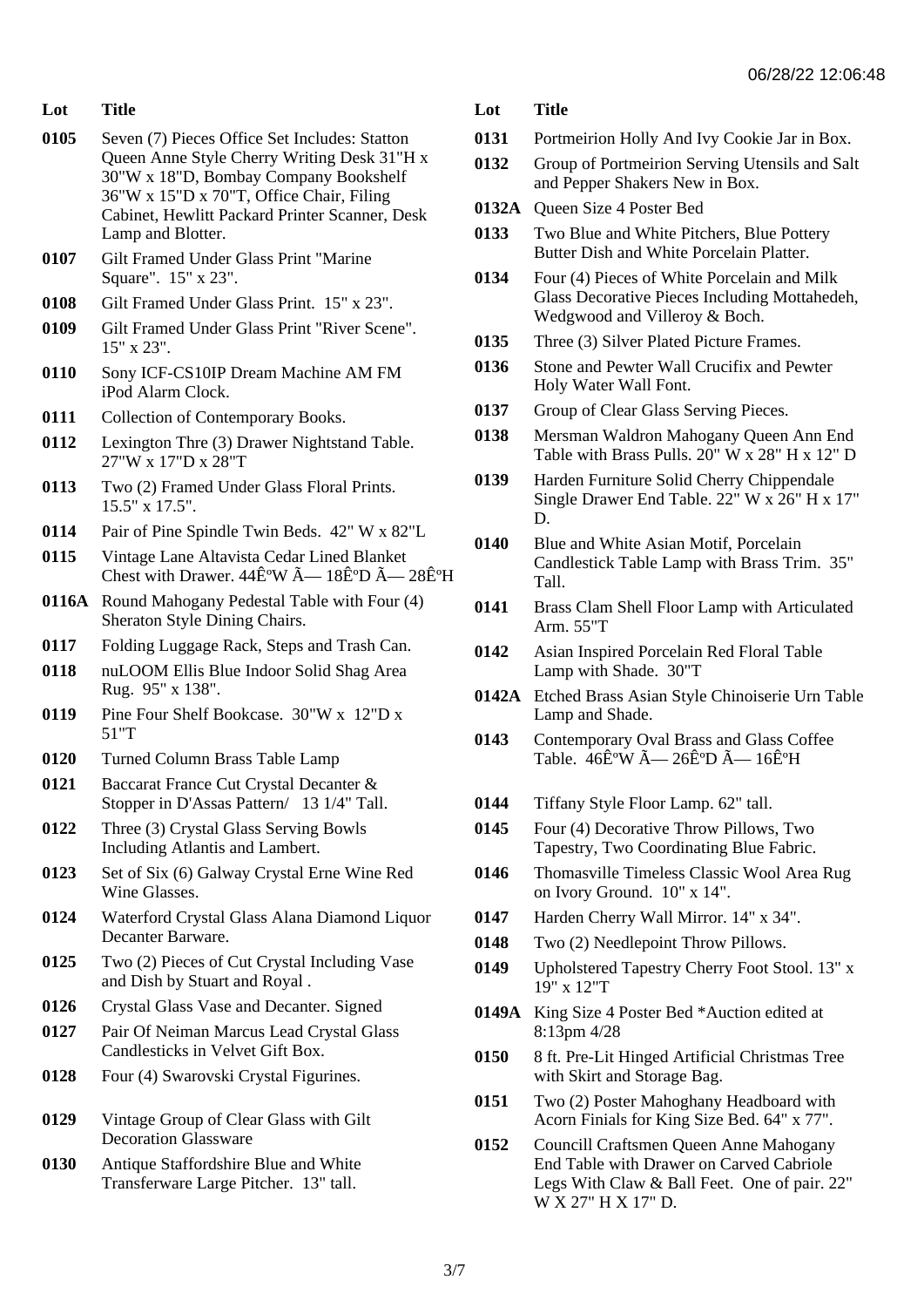06/28/22 12:06:48

| Lot | Title |
|---|---|
| 0105 | Seven (7) Pieces Office Set Includes: Statton Queen Anne Style Cherry Writing Desk 31"H x 30"W x 18"D, Bombay Company Bookshelf 36"W x 15"D x 70"T, Office Chair, Filing Cabinet, Hewlitt Packard Printer Scanner, Desk Lamp and Blotter. |
| 0107 | Gilt Framed Under Glass Print "Marine Square". 15" x 23". |
| 0108 | Gilt Framed Under Glass Print. 15" x 23". |
| 0109 | Gilt Framed Under Glass Print "River Scene". 15" x 23". |
| 0110 | Sony ICF-CS10IP Dream Machine AM FM iPod Alarm Clock. |
| 0111 | Collection of Contemporary Books. |
| 0112 | Lexington Thre (3) Drawer Nightstand Table. 27"W x 17"D x 28"T |
| 0113 | Two (2) Framed Under Glass Floral Prints. 15.5" x 17.5". |
| 0114 | Pair of Pine Spindle Twin Beds. 42" W x 82"L |
| 0115 | Vintage Lane Altavista Cedar Lined Blanket Chest with Drawer. 44Ê°W Ã— 18Ê°D Ã— 28Ê°H |
| 0116A | Round Mahogany Pedestal Table with Four (4) Sheraton Style Dining Chairs. |
| 0117 | Folding Luggage Rack, Steps and Trash Can. |
| 0118 | nuLOOM Ellis Blue Indoor Solid Shag Area Rug. 95" x 138". |
| 0119 | Pine Four Shelf Bookcase. 30"W x 12"D x 51"T |
| 0120 | Turned Column Brass Table Lamp |
| 0121 | Baccarat France Cut Crystal Decanter & Stopper in D'Assas Pattern/ 13 1/4" Tall. |
| 0122 | Three (3) Crystal Glass Serving Bowls Including Atlantis and Lambert. |
| 0123 | Set of Six (6) Galway Crystal Erne Wine Red Wine Glasses. |
| 0124 | Waterford Crystal Glass Alana Diamond Liquor Decanter Barware. |
| 0125 | Two (2) Pieces of Cut Crystal Including Vase and Dish by Stuart and Royal . |
| 0126 | Crystal Glass Vase and Decanter. Signed |
| 0127 | Pair Of Neiman Marcus Lead Crystal Glass Candlesticks in Velvet Gift Box. |
| 0128 | Four (4) Swarovski Crystal Figurines. |
| 0129 | Vintage Group of Clear Glass with Gilt Decoration Glassware |
| 0130 | Antique Staffordshire Blue and White Transferware Large Pitcher. 13" tall. |
| 0131 | Portmeirion Holly And Ivy Cookie Jar in Box. |
| 0132 | Group of Portmeirion Serving Utensils and Salt and Pepper Shakers New in Box. |
| 0132A | Queen Size 4 Poster Bed |
| 0133 | Two Blue and White Pitchers, Blue Pottery Butter Dish and White Porcelain Platter. |
| 0134 | Four (4) Pieces of White Porcelain and Milk Glass Decorative Pieces Including Mottahedeh, Wedgwood and Villeroy & Boch. |
| 0135 | Three (3) Silver Plated Picture Frames. |
| 0136 | Stone and Pewter Wall Crucifix and Pewter Holy Water Wall Font. |
| 0137 | Group of Clear Glass Serving Pieces. |
| 0138 | Mersman Waldron Mahogany Queen Ann End Table with Brass Pulls. 20" W x 28" H x 12" D |
| 0139 | Harden Furniture Solid Cherry Chippendale Single Drawer End Table. 22" W x 26" H x 17" D. |
| 0140 | Blue and White Asian Motif, Porcelain Candlestick Table Lamp with Brass Trim. 35" Tall. |
| 0141 | Brass Clam Shell Floor Lamp with Articulated Arm. 55"T |
| 0142 | Asian Inspired Porcelain Red Floral Table Lamp with Shade. 30"T |
| 0142A | Etched Brass Asian Style Chinoiserie Urn Table Lamp and Shade. |
| 0143 | Contemporary Oval Brass and Glass Coffee Table. 46Ê°W Ã— 26Ê°D Ã— 16Ê°H |
| 0144 | Tiffany Style Floor Lamp. 62" tall. |
| 0145 | Four (4) Decorative Throw Pillows, Two Tapestry, Two Coordinating Blue Fabric. |
| 0146 | Thomasville Timeless Classic Wool Area Rug on Ivory Ground. 10" x 14". |
| 0147 | Harden Cherry Wall Mirror. 14" x 34". |
| 0148 | Two (2) Needlepoint Throw Pillows. |
| 0149 | Upholstered Tapestry Cherry Foot Stool. 13" x 19" x 12"T |
| 0149A | King Size 4 Poster Bed *Auction edited at 8:13pm 4/28 |
| 0150 | 8 ft. Pre-Lit Hinged Artificial Christmas Tree with Skirt and Storage Bag. |
| 0151 | Two (2) Poster Mahoghany Headboard with Acorn Finials for King Size Bed. 64" x 77". |
| 0152 | Councill Craftsmen Queen Anne Mahogany End Table with Drawer on Carved Cabriole Legs With Claw & Ball Feet. One of pair. 22" W X 27" H X 17" D. |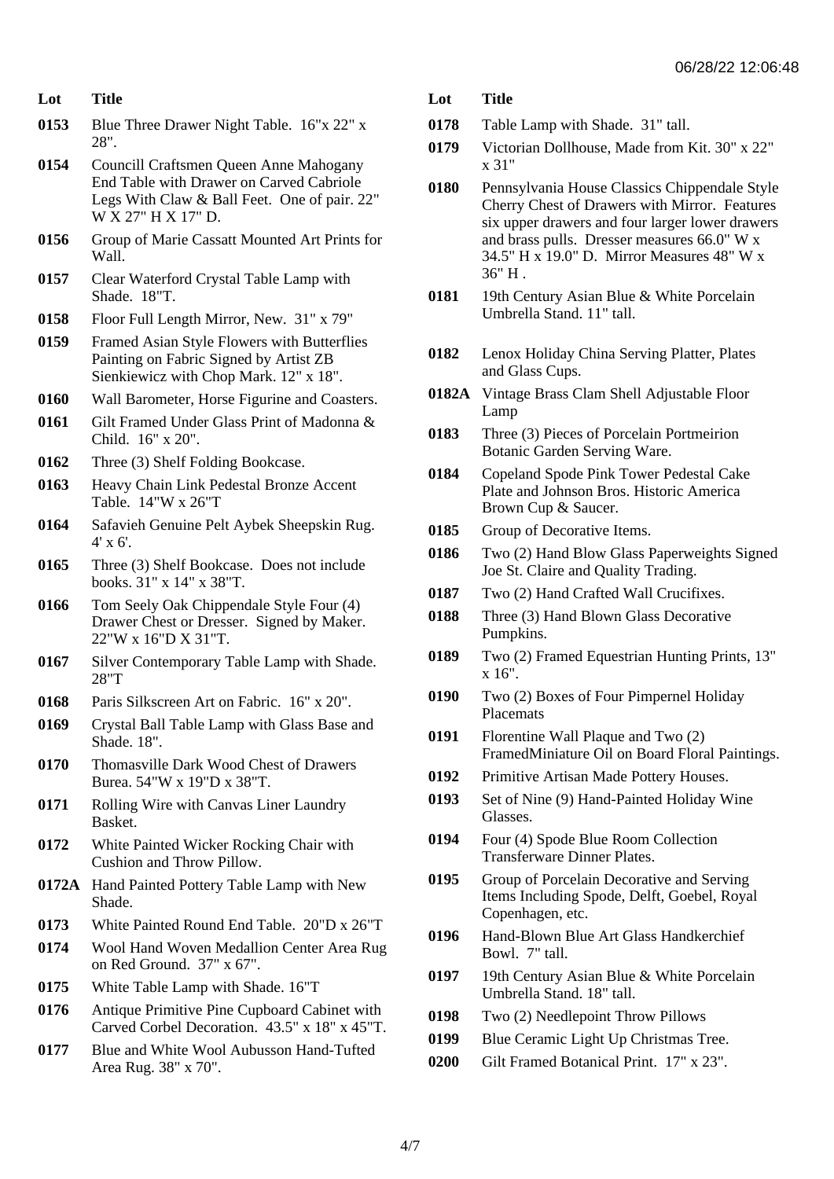| Lot | Title |
| --- | --- |
| 0153 | Blue Three Drawer Night Table. 16"x 22" x 28". |
| 0154 | Councill Craftsmen Queen Anne Mahogany End Table with Drawer on Carved Cabriole Legs With Claw & Ball Feet. One of pair. 22" W X 27" H X 17" D. |
| 0156 | Group of Marie Cassatt Mounted Art Prints for Wall. |
| 0157 | Clear Waterford Crystal Table Lamp with Shade. 18"T. |
| 0158 | Floor Full Length Mirror, New. 31" x 79" |
| 0159 | Framed Asian Style Flowers with Butterflies Painting on Fabric Signed by Artist ZB Sienkiewicz with Chop Mark. 12" x 18". |
| 0160 | Wall Barometer, Horse Figurine and Coasters. |
| 0161 | Gilt Framed Under Glass Print of Madonna & Child. 16" x 20". |
| 0162 | Three (3) Shelf Folding Bookcase. |
| 0163 | Heavy Chain Link Pedestal Bronze Accent Table. 14"W x 26"T |
| 0164 | Safavieh Genuine Pelt Aybek Sheepskin Rug. 4' x 6'. |
| 0165 | Three (3) Shelf Bookcase. Does not include books. 31" x 14" x 38"T. |
| 0166 | Tom Seely Oak Chippendale Style Four (4) Drawer Chest or Dresser. Signed by Maker. 22"W x 16"D X 31"T. |
| 0167 | Silver Contemporary Table Lamp with Shade. 28"T |
| 0168 | Paris Silkscreen Art on Fabric. 16" x 20". |
| 0169 | Crystal Ball Table Lamp with Glass Base and Shade. 18". |
| 0170 | Thomasville Dark Wood Chest of Drawers Burea. 54"W x 19"D x 38"T. |
| 0171 | Rolling Wire with Canvas Liner Laundry Basket. |
| 0172 | White Painted Wicker Rocking Chair with Cushion and Throw Pillow. |
| 0172A | Hand Painted Pottery Table Lamp with New Shade. |
| 0173 | White Painted Round End Table. 20"D x 26"T |
| 0174 | Wool Hand Woven Medallion Center Area Rug on Red Ground. 37" x 67". |
| 0175 | White Table Lamp with Shade. 16"T |
| 0176 | Antique Primitive Pine Cupboard Cabinet with Carved Corbel Decoration. 43.5" x 18" x 45"T. |
| 0177 | Blue and White Wool Aubusson Hand-Tufted Area Rug. 38" x 70". |
| 0178 | Table Lamp with Shade. 31" tall. |
| 0179 | Victorian Dollhouse, Made from Kit. 30" x 22" x 31" |
| 0180 | Pennsylvania House Classics Chippendale Style Cherry Chest of Drawers with Mirror. Features six upper drawers and four larger lower drawers and brass pulls. Dresser measures 66.0" W x 34.5" H x 19.0" D. Mirror Measures 48" W x 36" H . |
| 0181 | 19th Century Asian Blue & White Porcelain Umbrella Stand. 11" tall. |
| 0182 | Lenox Holiday China Serving Platter, Plates and Glass Cups. |
| 0182A | Vintage Brass Clam Shell Adjustable Floor Lamp |
| 0183 | Three (3) Pieces of Porcelain Portmeirion Botanic Garden Serving Ware. |
| 0184 | Copeland Spode Pink Tower Pedestal Cake Plate and Johnson Bros. Historic America Brown Cup & Saucer. |
| 0185 | Group of Decorative Items. |
| 0186 | Two (2) Hand Blow Glass Paperweights Signed Joe St. Claire and Quality Trading. |
| 0187 | Two (2) Hand Crafted Wall Crucifixes. |
| 0188 | Three (3) Hand Blown Glass Decorative Pumpkins. |
| 0189 | Two (2) Framed Equestrian Hunting Prints, 13" x 16". |
| 0190 | Two (2) Boxes of Four Pimpernel Holiday Placemats |
| 0191 | Florentine Wall Plaque and Two (2) FramedMiniature Oil on Board Floral Paintings. |
| 0192 | Primitive Artisan Made Pottery Houses. |
| 0193 | Set of Nine (9) Hand-Painted Holiday Wine Glasses. |
| 0194 | Four (4) Spode Blue Room Collection Transferware Dinner Plates. |
| 0195 | Group of Porcelain Decorative and Serving Items Including Spode, Delft, Goebel, Royal Copenhagen, etc. |
| 0196 | Hand-Blown Blue Art Glass Handkerchief Bowl. 7" tall. |
| 0197 | 19th Century Asian Blue & White Porcelain Umbrella Stand. 18" tall. |
| 0198 | Two (2) Needlepoint Throw Pillows |
| 0199 | Blue Ceramic Light Up Christmas Tree. |
| 0200 | Gilt Framed Botanical Print. 17" x 23". |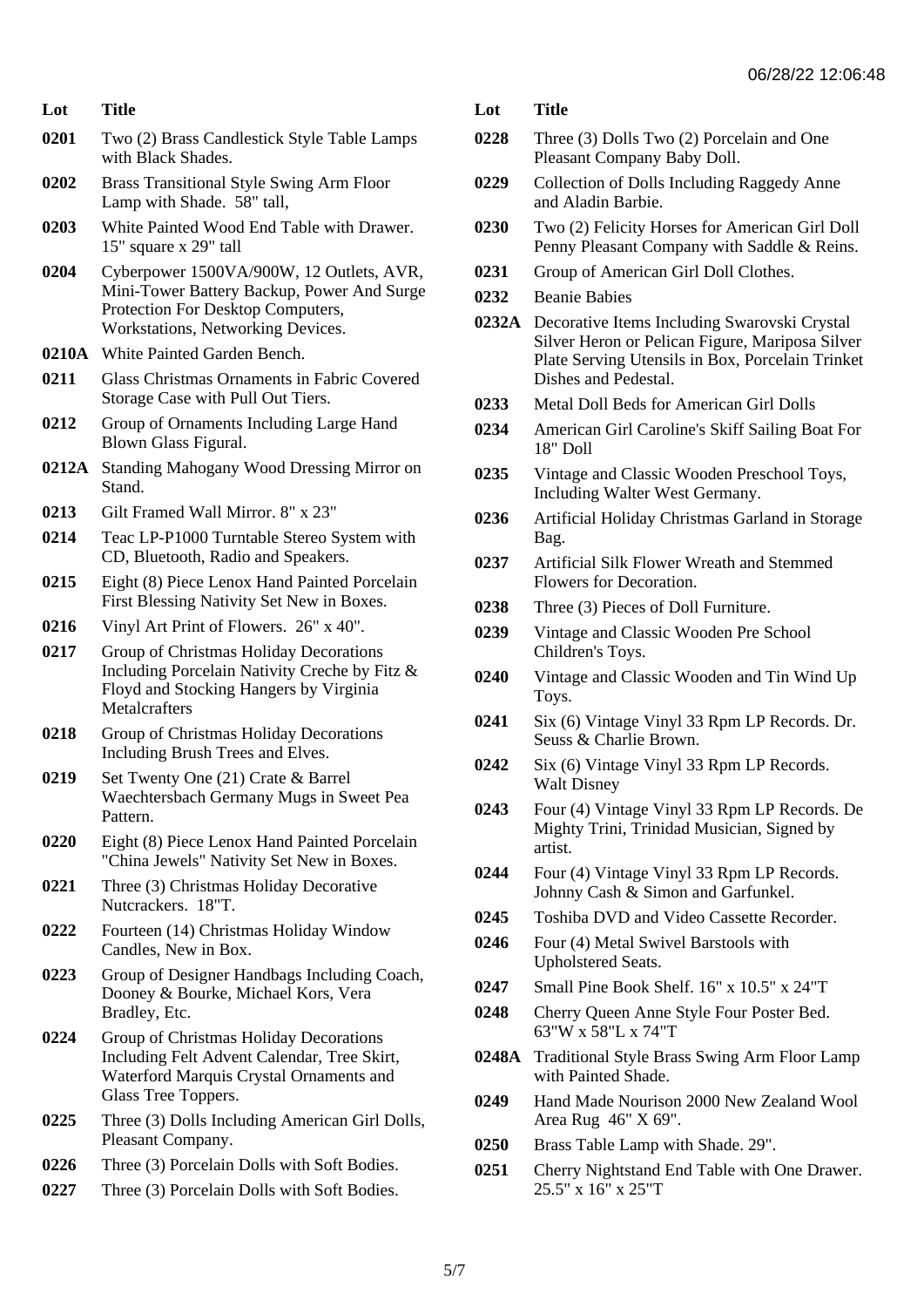| Lot | Title |
| --- | --- |
| 0201 | Two (2) Brass Candlestick Style Table Lamps with Black Shades. |
| 0202 | Brass Transitional Style Swing Arm Floor Lamp with Shade. 58" tall, |
| 0203 | White Painted Wood End Table with Drawer. 15" square x 29" tall |
| 0204 | Cyberpower 1500VA/900W, 12 Outlets, AVR, Mini-Tower Battery Backup, Power And Surge Protection For Desktop Computers, Workstations, Networking Devices. |
| 0210A | White Painted Garden Bench. |
| 0211 | Glass Christmas Ornaments in Fabric Covered Storage Case with Pull Out Tiers. |
| 0212 | Group of Ornaments Including Large Hand Blown Glass Figural. |
| 0212A | Standing Mahogany Wood Dressing Mirror on Stand. |
| 0213 | Gilt Framed Wall Mirror. 8" x 23" |
| 0214 | Teac LP-P1000 Turntable Stereo System with CD, Bluetooth, Radio and Speakers. |
| 0215 | Eight (8) Piece Lenox Hand Painted Porcelain First Blessing Nativity Set New in Boxes. |
| 0216 | Vinyl Art Print of Flowers. 26" x 40". |
| 0217 | Group of Christmas Holiday Decorations Including Porcelain Nativity Creche by Fitz & Floyd and Stocking Hangers by Virginia Metalcrafters |
| 0218 | Group of Christmas Holiday Decorations Including Brush Trees and Elves. |
| 0219 | Set Twenty One (21) Crate & Barrel Waechtersbach Germany Mugs in Sweet Pea Pattern. |
| 0220 | Eight (8) Piece Lenox Hand Painted Porcelain "China Jewels" Nativity Set New in Boxes. |
| 0221 | Three (3) Christmas Holiday Decorative Nutcrackers. 18"T. |
| 0222 | Fourteen (14) Christmas Holiday Window Candles, New in Box. |
| 0223 | Group of Designer Handbags Including Coach, Dooney & Bourke, Michael Kors, Vera Bradley, Etc. |
| 0224 | Group of Christmas Holiday Decorations Including Felt Advent Calendar, Tree Skirt, Waterford Marquis Crystal Ornaments and Glass Tree Toppers. |
| 0225 | Three (3) Dolls Including American Girl Dolls, Pleasant Company. |
| 0226 | Three (3) Porcelain Dolls with Soft Bodies. |
| 0227 | Three (3) Porcelain Dolls with Soft Bodies. |
| 0228 | Three (3) Dolls Two (2) Porcelain and One Pleasant Company Baby Doll. |
| 0229 | Collection of Dolls Including Raggedy Anne and Aladin Barbie. |
| 0230 | Two (2) Felicity Horses for American Girl Doll Penny Pleasant Company with Saddle & Reins. |
| 0231 | Group of American Girl Doll Clothes. |
| 0232 | Beanie Babies |
| 0232A | Decorative Items Including Swarovski Crystal Silver Heron or Pelican Figure, Mariposa Silver Plate Serving Utensils in Box, Porcelain Trinket Dishes and Pedestal. |
| 0233 | Metal Doll Beds for American Girl Dolls |
| 0234 | American Girl Caroline's Skiff Sailing Boat For 18" Doll |
| 0235 | Vintage and Classic Wooden Preschool Toys, Including Walter West Germany. |
| 0236 | Artificial Holiday Christmas Garland in Storage Bag. |
| 0237 | Artificial Silk Flower Wreath and Stemmed Flowers for Decoration. |
| 0238 | Three (3) Pieces of Doll Furniture. |
| 0239 | Vintage and Classic Wooden Pre School Children's Toys. |
| 0240 | Vintage and Classic Wooden and Tin Wind Up Toys. |
| 0241 | Six (6) Vintage Vinyl 33 Rpm LP Records. Dr. Seuss & Charlie Brown. |
| 0242 | Six (6) Vintage Vinyl 33 Rpm LP Records. Walt Disney |
| 0243 | Four (4) Vintage Vinyl 33 Rpm LP Records. De Mighty Trini, Trinidad Musician, Signed by artist. |
| 0244 | Four (4) Vintage Vinyl 33 Rpm LP Records. Johnny Cash & Simon and Garfunkel. |
| 0245 | Toshiba DVD and Video Cassette Recorder. |
| 0246 | Four (4) Metal Swivel Barstools with Upholstered Seats. |
| 0247 | Small Pine Book Shelf. 16" x 10.5" x 24"T |
| 0248 | Cherry Queen Anne Style Four Poster Bed. 63"W x 58"L x 74"T |
| 0248A | Traditional Style Brass Swing Arm Floor Lamp with Painted Shade. |
| 0249 | Hand Made Nourison 2000 New Zealand Wool Area Rug 46" X 69". |
| 0250 | Brass Table Lamp with Shade. 29". |
| 0251 | Cherry Nightstand End Table with One Drawer. 25.5" x 16" x 25"T |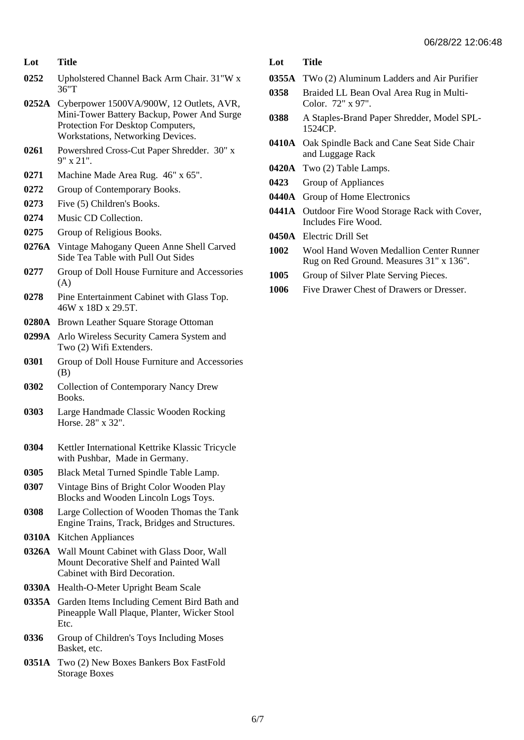06/28/22 12:06:48

| Lot | Title |
|---|---|
| 0252 | Upholstered Channel Back Arm Chair. 31"W x 36"T |
| 0252A | Cyberpower 1500VA/900W, 12 Outlets, AVR, Mini-Tower Battery Backup, Power And Surge Protection For Desktop Computers, Workstations, Networking Devices. |
| 0261 | Powershred Cross-Cut Paper Shredder. 30" x 9" x 21". |
| 0271 | Machine Made Area Rug. 46" x 65". |
| 0272 | Group of Contemporary Books. |
| 0273 | Five (5) Children's Books. |
| 0274 | Music CD Collection. |
| 0275 | Group of Religious Books. |
| 0276A | Vintage Mahogany Queen Anne Shell Carved Side Tea Table with Pull Out Sides |
| 0277 | Group of Doll House Furniture and Accessories (A) |
| 0278 | Pine Entertainment Cabinet with Glass Top. 46W x 18D x 29.5T. |
| 0280A | Brown Leather Square Storage Ottoman |
| 0299A | Arlo Wireless Security Camera System and Two (2) Wifi Extenders. |
| 0301 | Group of Doll House Furniture and Accessories (B) |
| 0302 | Collection of Contemporary Nancy Drew Books. |
| 0303 | Large Handmade Classic Wooden Rocking Horse. 28" x 32". |
| 0304 | Kettler International Kettrike Klassic Tricycle with Pushbar, Made in Germany. |
| 0305 | Black Metal Turned Spindle Table Lamp. |
| 0307 | Vintage Bins of Bright Color Wooden Play Blocks and Wooden Lincoln Logs Toys. |
| 0308 | Large Collection of Wooden Thomas the Tank Engine Trains, Track, Bridges and Structures. |
| 0310A | Kitchen Appliances |
| 0326A | Wall Mount Cabinet with Glass Door, Wall Mount Decorative Shelf and Painted Wall Cabinet with Bird Decoration. |
| 0330A | Health-O-Meter Upright Beam Scale |
| 0335A | Garden Items Including Cement Bird Bath and Pineapple Wall Plaque, Planter, Wicker Stool Etc. |
| 0336 | Group of Children's Toys Including Moses Basket, etc. |
| 0351A | Two (2) New Boxes Bankers Box FastFold Storage Boxes |
| 0355A | TWo (2) Aluminum Ladders and Air Purifier |
| 0358 | Braided LL Bean Oval Area Rug in Multi-Color. 72" x 97". |
| 0388 | A Staples-Brand Paper Shredder, Model SPL-1524CP. |
| 0410A | Oak Spindle Back and Cane Seat Side Chair and Luggage Rack |
| 0420A | Two (2) Table Lamps. |
| 0423 | Group of Appliances |
| 0440A | Group of Home Electronics |
| 0441A | Outdoor Fire Wood Storage Rack with Cover, Includes Fire Wood. |
| 0450A | Electric Drill Set |
| 1002 | Wool Hand Woven Medallion Center Runner Rug on Red Ground. Measures 31" x 136". |
| 1005 | Group of Silver Plate Serving Pieces. |
| 1006 | Five Drawer Chest of Drawers or Dresser. |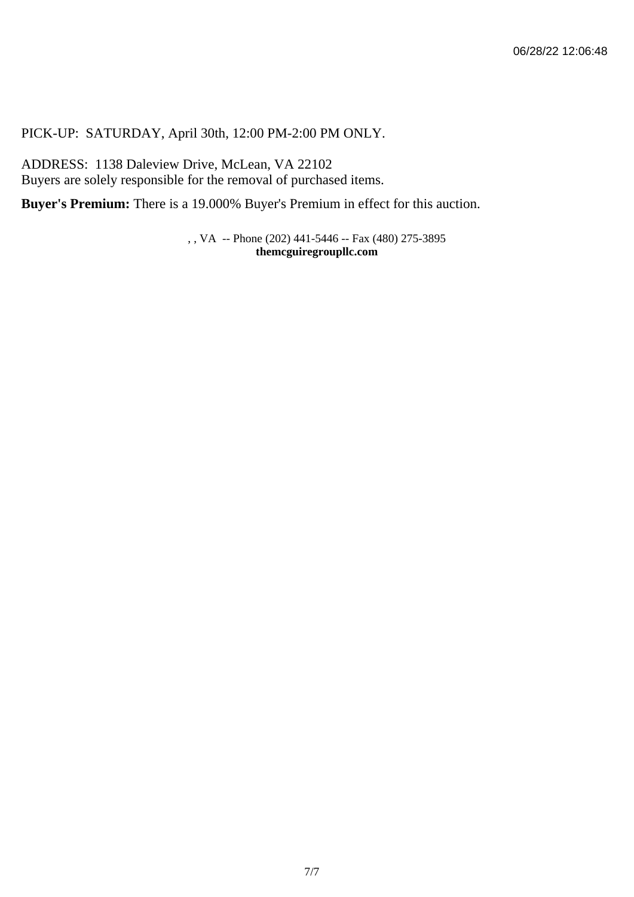PICK-UP: SATURDAY, April 30th, 12:00 PM-2:00 PM ONLY.

ADDRESS: 1138 Daleview Drive, McLean, VA 22102
Buyers are solely responsible for the removal of purchased items.

**Buyer's Premium:** There is a 19.000% Buyer's Premium in effect for this auction.

, , VA -- Phone (202) 441-5446 -- Fax (480) 275-3895
**themcguiregroupllc.com**